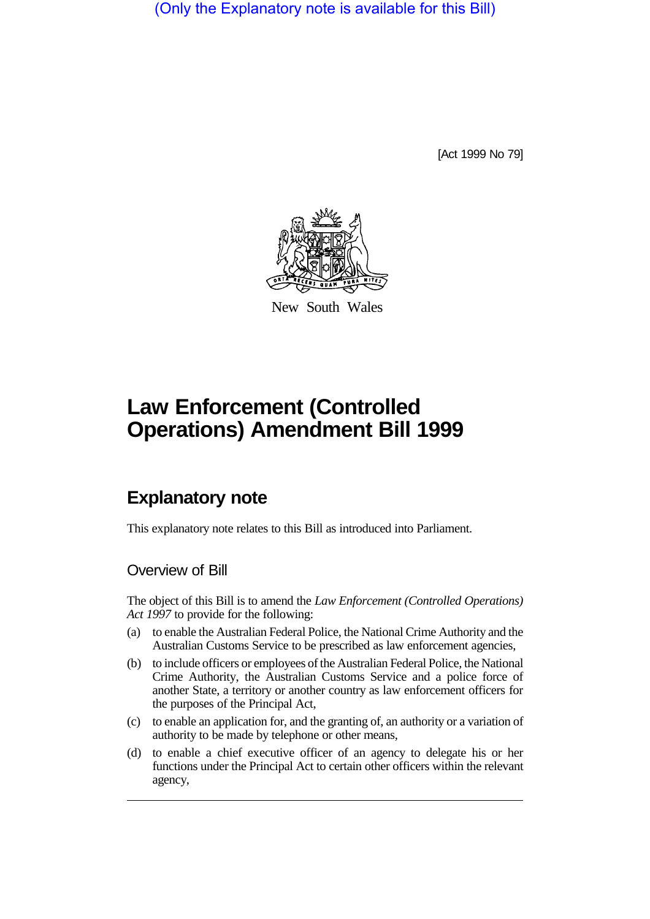(Only the Explanatory note is available for this Bill)

[Act 1999 No 79]

New South Wales

# Law Enforcement (Controlled Operations) Amendment Bill 1999

## Explanatory note

This explanatory note relates to this Bill as introduced into Parliament.

### Overview of Bill

The object of this Bill is to amend the *Law Enforcement (Controlled Operations) Act 1997* to provide for the following:

(a) to enable the Australian Federal Police, the National Crime Authority and the Australian Customs Service to be prescribed as law enforcement agencies,

(b) to include officers or employees of the Australian Federal Police, the National Crime Authority, the Australian Customs Service and a police force of another State, a territory or another country as law enforcement officers for the purposes of the Principal Act,

(c) to enable an application for, and the granting of, an authority or a variation of authority to be made by telephone or other means,

(d) to enable a chief executive officer of an agency to delegate his or her functions under the Principal Act to certain other officers within the relevant agency,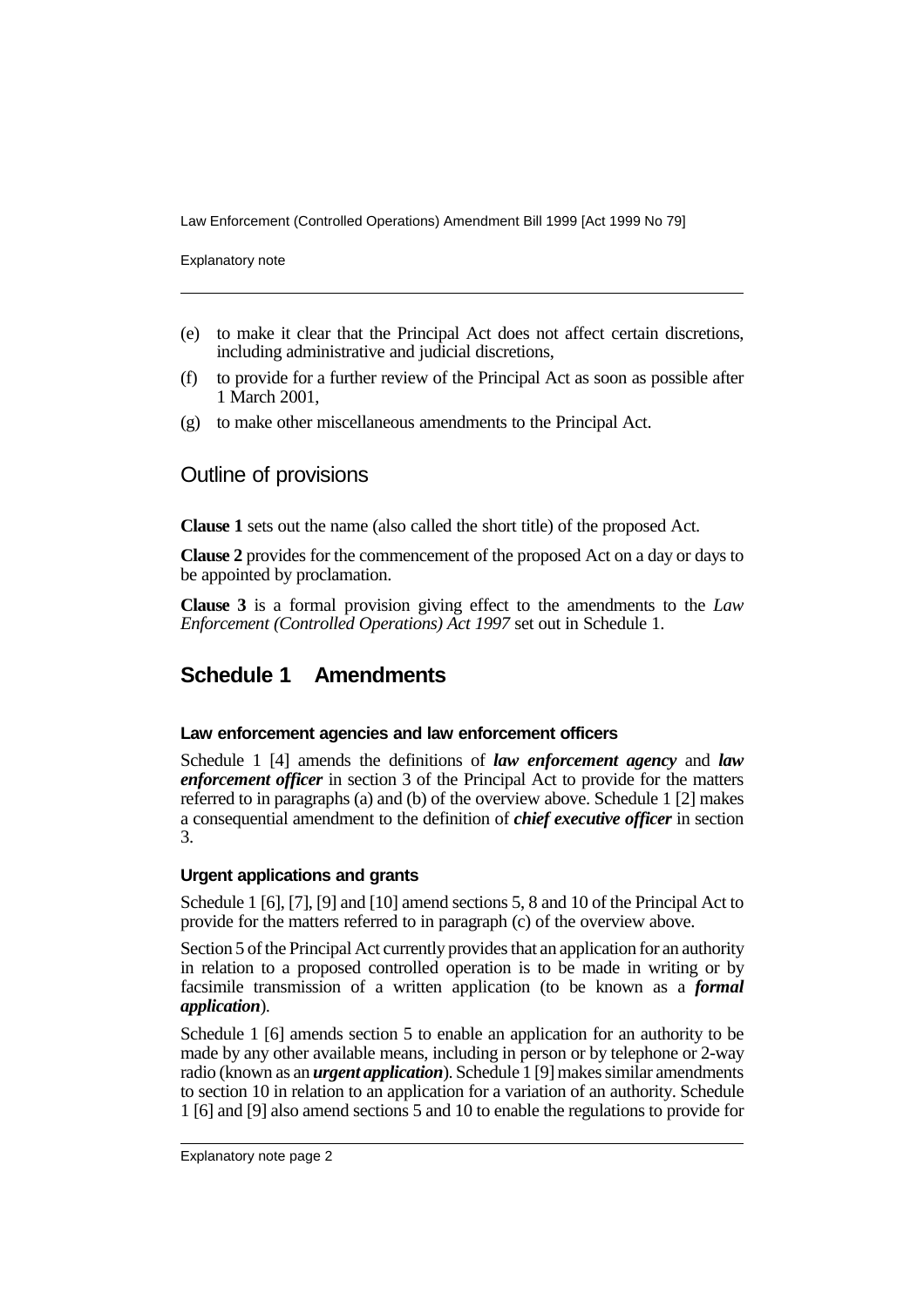(e) to make it clear that the Principal Act does not affect certain discretions, including administrative and judicial discretions,

(f) to provide for a further review of the Principal Act as soon as possible after 1 March 2001,

(g) to make other miscellaneous amendments to the Principal Act.

## Outline of provisions

**Clause 1** sets out the name (also called the short title) of the proposed Act.

**Clause 2** provides for the commencement of the proposed Act on a day or days to be appointed by proclamation.

**Clause 3** is a formal provision giving effect to the amendments to the *Law Enforcement (Controlled Operations) Act 1997* set out in Schedule 1.

## Schedule 1 Amendments

### Law enforcement agencies and law enforcement officers

Schedule 1 [4] amends the definitions of ***law enforcement agency*** and ***law enforcement officer*** in section 3 of the Principal Act to provide for the matters referred to in paragraphs (a) and (b) of the overview above. Schedule 1 [2] makes a consequential amendment to the definition of ***chief executive officer*** in section 3.

### Urgent applications and grants

Schedule 1 [6], [7], [9] and [10] amend sections 5, 8 and 10 of the Principal Act to provide for the matters referred to in paragraph (c) of the overview above.

Section 5 of the Principal Act currently provides that an application for an authority in relation to a proposed controlled operation is to be made in writing or by facsimile transmission of a written application (to be known as a ***formal application***).

Schedule 1 [6] amends section 5 to enable an application for an authority to be made by any other available means, including in person or by telephone or 2-way radio (known as an ***urgent application***). Schedule 1 [9] makes similar amendments to section 10 in relation to an application for a variation of an authority. Schedule 1 [6] and [9] also amend sections 5 and 10 to enable the regulations to provide for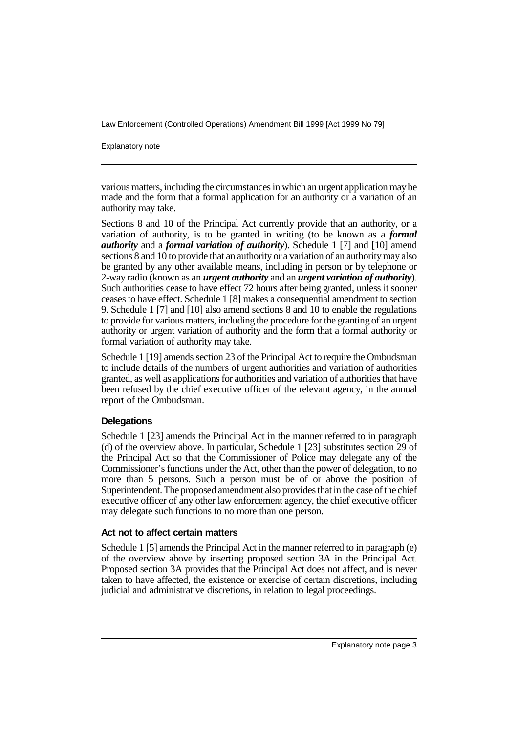various matters, including the circumstances in which an urgent application may be made and the form that a formal application for an authority or a variation of an authority may take.

Sections 8 and 10 of the Principal Act currently provide that an authority, or a variation of authority, is to be granted in writing (to be known as a ***formal authority*** and a ***formal variation of authority***). Schedule 1 [7] and [10] amend sections 8 and 10 to provide that an authority or a variation of an authority may also be granted by any other available means, including in person or by telephone or 2-way radio (known as an ***urgent authority*** and an ***urgent variation of authority***). Such authorities cease to have effect 72 hours after being granted, unless it sooner ceases to have effect. Schedule 1 [8] makes a consequential amendment to section 9. Schedule 1 [7] and [10] also amend sections 8 and 10 to enable the regulations to provide for various matters, including the procedure for the granting of an urgent authority or urgent variation of authority and the form that a formal authority or formal variation of authority may take.

Schedule 1 [19] amends section 23 of the Principal Act to require the Ombudsman to include details of the numbers of urgent authorities and variation of authorities granted, as well as applications for authorities and variation of authorities that have been refused by the chief executive officer of the relevant agency, in the annual report of the Ombudsman.

#### Delegations

Schedule 1 [23] amends the Principal Act in the manner referred to in paragraph (d) of the overview above. In particular, Schedule 1 [23] substitutes section 29 of the Principal Act so that the Commissioner of Police may delegate any of the Commissioner's functions under the Act, other than the power of delegation, to no more than 5 persons. Such a person must be of or above the position of Superintendent. The proposed amendment also provides that in the case of the chief executive officer of any other law enforcement agency, the chief executive officer may delegate such functions to no more than one person.

#### Act not to affect certain matters

Schedule 1 [5] amends the Principal Act in the manner referred to in paragraph (e) of the overview above by inserting proposed section 3A in the Principal Act. Proposed section 3A provides that the Principal Act does not affect, and is never taken to have affected, the existence or exercise of certain discretions, including judicial and administrative discretions, in relation to legal proceedings.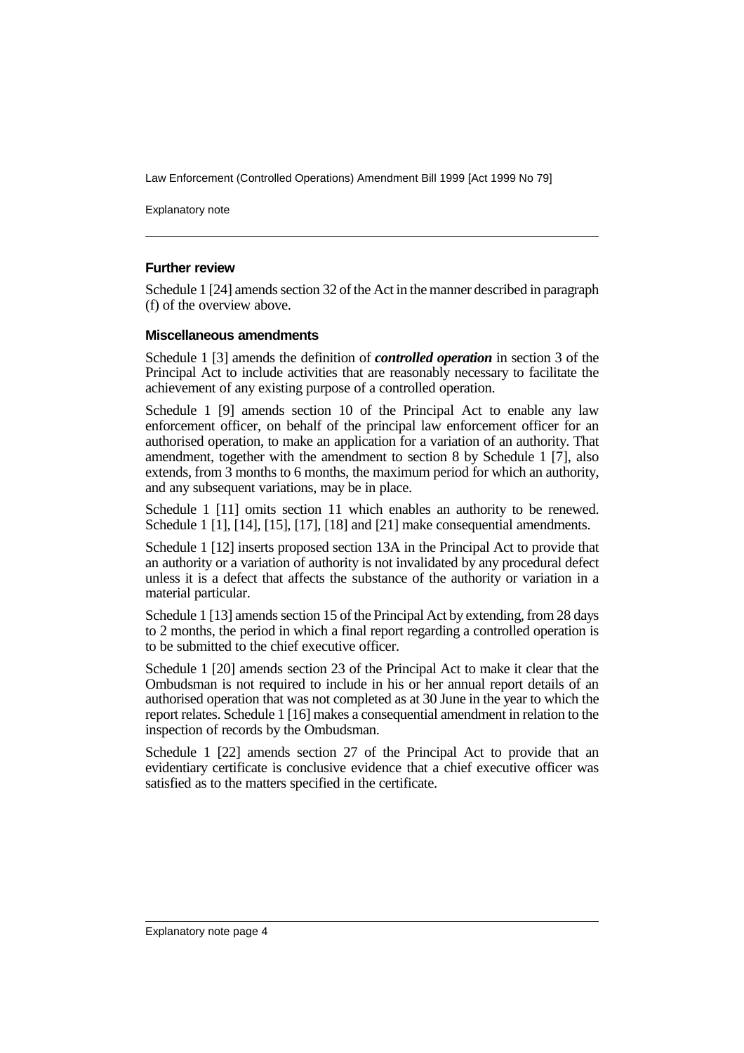### Further review

Schedule 1 [24] amends section 32 of the Act in the manner described in paragraph (f) of the overview above.

### Miscellaneous amendments

Schedule 1 [3] amends the definition of ***controlled operation*** in section 3 of the Principal Act to include activities that are reasonably necessary to facilitate the achievement of any existing purpose of a controlled operation.

Schedule 1 [9] amends section 10 of the Principal Act to enable any law enforcement officer, on behalf of the principal law enforcement officer for an authorised operation, to make an application for a variation of an authority. That amendment, together with the amendment to section 8 by Schedule 1 [7], also extends, from 3 months to 6 months, the maximum period for which an authority, and any subsequent variations, may be in place.

Schedule 1 [11] omits section 11 which enables an authority to be renewed. Schedule 1 [1], [14], [15], [17], [18] and [21] make consequential amendments.

Schedule 1 [12] inserts proposed section 13A in the Principal Act to provide that an authority or a variation of authority is not invalidated by any procedural defect unless it is a defect that affects the substance of the authority or variation in a material particular.

Schedule 1 [13] amends section 15 of the Principal Act by extending, from 28 days to 2 months, the period in which a final report regarding a controlled operation is to be submitted to the chief executive officer.

Schedule 1 [20] amends section 23 of the Principal Act to make it clear that the Ombudsman is not required to include in his or her annual report details of an authorised operation that was not completed as at 30 June in the year to which the report relates. Schedule 1 [16] makes a consequential amendment in relation to the inspection of records by the Ombudsman.

Schedule 1 [22] amends section 27 of the Principal Act to provide that an evidentiary certificate is conclusive evidence that a chief executive officer was satisfied as to the matters specified in the certificate.